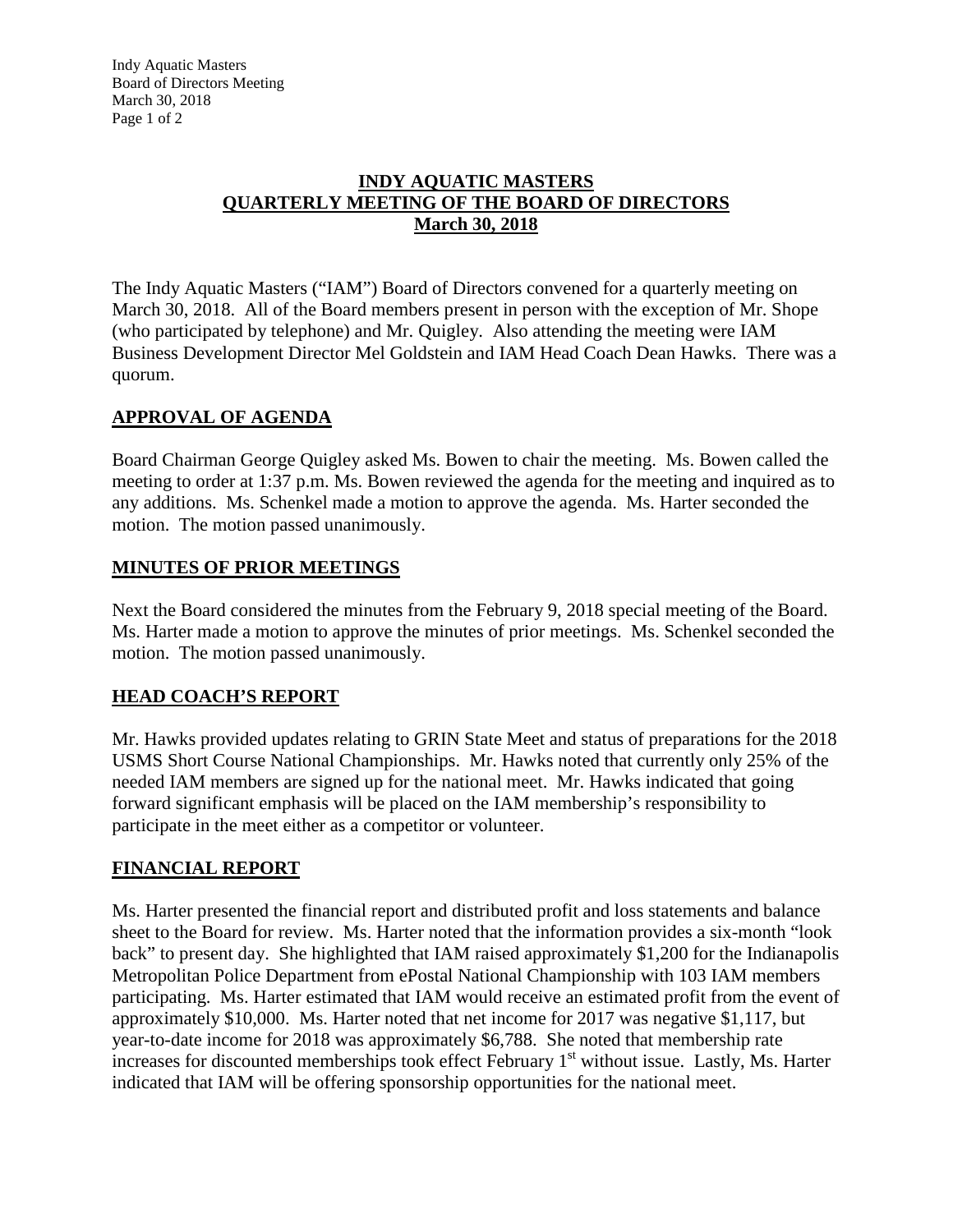# INDY AQUATIC MASTERS
# QUARTERLY MEETING OF THE BOARD OF DIRECTORS
# March 30, 2018

The Indy Aquatic Masters ("IAM") Board of Directors convened for a quarterly meeting on March 30, 2018. All of the Board members present in person with the exception of Mr. Shope (who participated by telephone) and Mr. Quigley. Also attending the meeting were IAM Business Development Director Mel Goldstein and IAM Head Coach Dean Hawks. There was a quorum.

## APPROVAL OF AGENDA

Board Chairman George Quigley asked Ms. Bowen to chair the meeting. Ms. Bowen called the meeting to order at 1:37 p.m. Ms. Bowen reviewed the agenda for the meeting and inquired as to any additions. Ms. Schenkel made a motion to approve the agenda. Ms. Harter seconded the motion. The motion passed unanimously.

## MINUTES OF PRIOR MEETINGS

Next the Board considered the minutes from the February 9, 2018 special meeting of the Board. Ms. Harter made a motion to approve the minutes of prior meetings. Ms. Schenkel seconded the motion. The motion passed unanimously.

## HEAD COACH'S REPORT

Mr. Hawks provided updates relating to GRIN State Meet and status of preparations for the 2018 USMS Short Course National Championships. Mr. Hawks noted that currently only 25% of the needed IAM members are signed up for the national meet. Mr. Hawks indicated that going forward significant emphasis will be placed on the IAM membership's responsibility to participate in the meet either as a competitor or volunteer.

## FINANCIAL REPORT

Ms. Harter presented the financial report and distributed profit and loss statements and balance sheet to the Board for review. Ms. Harter noted that the information provides a six-month "look back" to present day. She highlighted that IAM raised approximately $1,200 for the Indianapolis Metropolitan Police Department from ePostal National Championship with 103 IAM members participating. Ms. Harter estimated that IAM would receive an estimated profit from the event of approximately $10,000. Ms. Harter noted that net income for 2017 was negative $1,117, but year-to-date income for 2018 was approximately $6,788. She noted that membership rate increases for discounted memberships took effect February 1st without issue. Lastly, Ms. Harter indicated that IAM will be offering sponsorship opportunities for the national meet.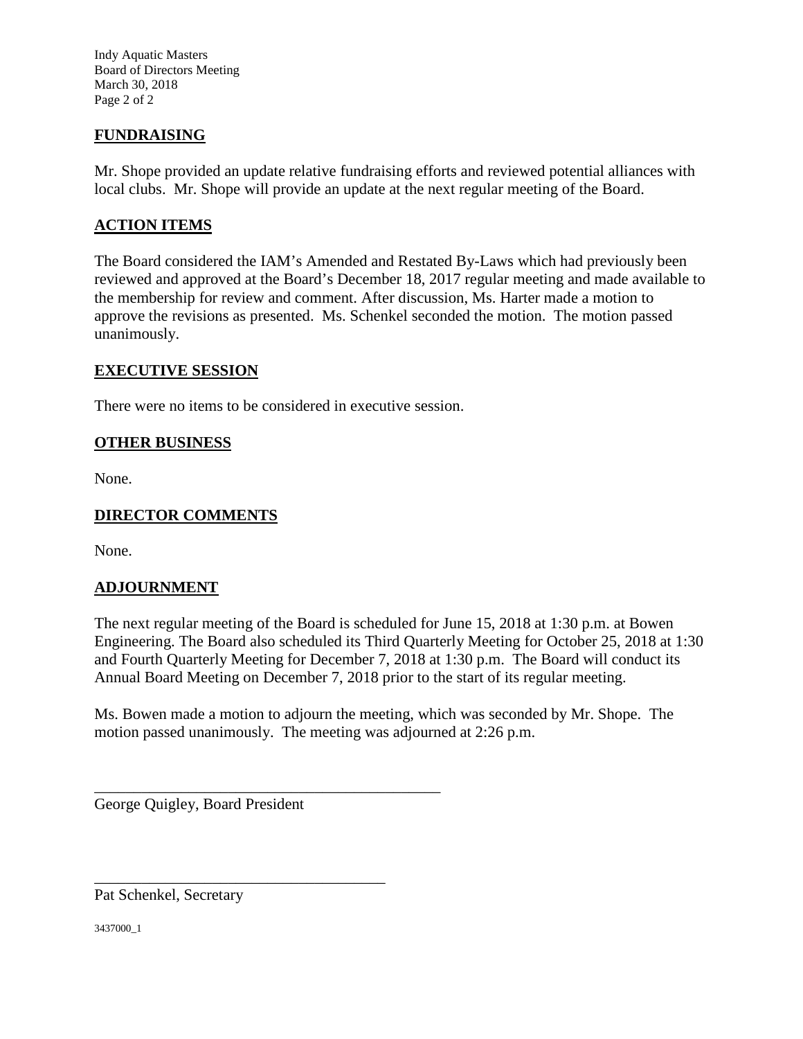## FUNDRAISING

Mr. Shope provided an update relative fundraising efforts and reviewed potential alliances with local clubs. Mr. Shope will provide an update at the next regular meeting of the Board.

## ACTION ITEMS

The Board considered the IAM's Amended and Restated By-Laws which had previously been reviewed and approved at the Board's December 18, 2017 regular meeting and made available to the membership for review and comment. After discussion, Ms. Harter made a motion to approve the revisions as presented. Ms. Schenkel seconded the motion. The motion passed unanimously.

## EXECUTIVE SESSION

There were no items to be considered in executive session.

## OTHER BUSINESS

None.

## DIRECTOR COMMENTS

None.

## ADJOURNMENT

The next regular meeting of the Board is scheduled for June 15, 2018 at 1:30 p.m. at Bowen Engineering. The Board also scheduled its Third Quarterly Meeting for October 25, 2018 at 1:30 and Fourth Quarterly Meeting for December 7, 2018 at 1:30 p.m. The Board will conduct its Annual Board Meeting on December 7, 2018 prior to the start of its regular meeting.

Ms. Bowen made a motion to adjourn the meeting, which was seconded by Mr. Shope. The motion passed unanimously. The meeting was adjourned at 2:26 p.m.

_____________________________________________
George Quigley, Board President

_____________________________________
Pat Schenkel, Secretary

3437000_1